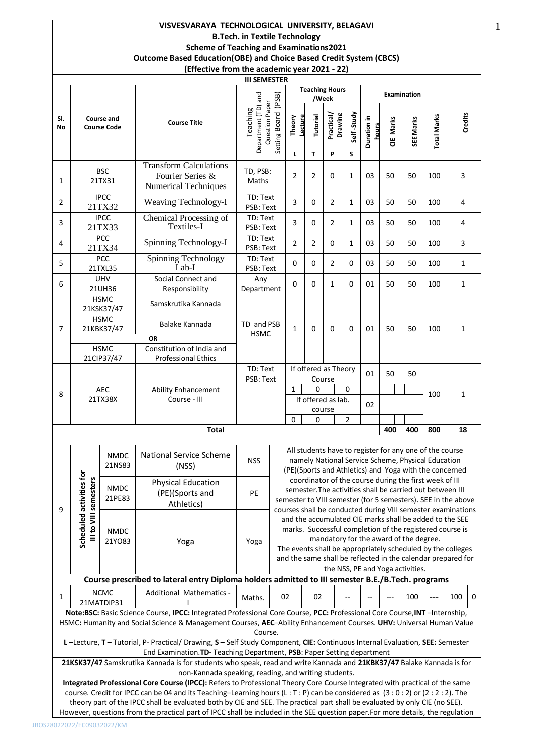# VISVESVARAYA TECHNOLOGICAL UNIVERSITY, BELAGAVI

## B.Tech. in Textile Technology

### Scheme of Teaching and Examinations2021

### Outcome Based Education(OBE) and Choice Based Credit System (CBCS)

### (Effective from the academic year 2021 - 22)

**III SEMESTER**

| Sl. No | Course and Course Code | | Course Title | Teaching Department (TD) and Question Paper Setting Board (PSB) | Teaching Hours /Week | | | | Examination | | | | Credits |
|---|---|---|---|---|---|---|---|---|---|---|---|---|---|
| | | | | | Theory Lecture | Tutorial | Practical/ Drawing | Self-Study | Duration in hours | CIE Marks | SEE Marks | Total Marks | |
| | | | | | L | T | P | S | | | | | |
| 1 | BSC 21TX31 | | Transform Calculations Fourier Series & Numerical Techniques | TD, PSB: Maths | 2 | 2 | 0 | 1 | 03 | 50 | 50 | 100 | 3 |
| 2 | IPCC 21TX32 | | Weaving Technology-I | TD: Text PSB: Text | 3 | 0 | 2 | 1 | 03 | 50 | 50 | 100 | 4 |
| 3 | IPCC 21TX33 | | Chemical Processing of Textiles-I | TD: Text PSB: Text | 3 | 0 | 2 | 1 | 03 | 50 | 50 | 100 | 4 |
| 4 | PCC 21TX34 | | Spinning Technology-I | TD: Text PSB: Text | 2 | 2 | 0 | 1 | 03 | 50 | 50 | 100 | 3 |
| 5 | PCC 21TXL35 | | Spinning Technology Lab-I | TD: Text PSB: Text | 0 | 0 | 2 | 0 | 03 | 50 | 50 | 100 | 1 |
| 6 | UHV 21UH36 | | Social Connect and Responsibility | Any Department | 0 | 0 | 1 | 0 | 01 | 50 | 50 | 100 | 1 |
| 7 | HSMC 21KSK37/47 | | Samskrutika Kannada | TD and PSB HSMC | 1 | 0 | 0 | 0 | 01 | 50 | 50 | 100 | 1 |
| | HSMC 21KBK37/47 | | Balake Kannada | | | | | | | | | | |
| | | | OR | | | | | | | | | | |
| | HSMC 21CIP37/47 | | Constitution of India and Professional Ethics | | | | | | | | | | |
| 8 | AEC 21TX38X | | Ability Enhancement Course - III | TD: Text PSB: Text | If offered as Theory Course | | | | 01 | 50 | 50 | 100 | 1 |
| | | | | | 1 | 0 | 0 | | | | | | |
| | | | | | If offered as lab. course | | | | 02 | | | | |
| | | | | | 0 | 0 | 2 | | | | | | |
| | | | **Total** | | | | | | | **400** | **400** | **800** | **18** |
| 9 | Scheduled activities for III to VIII semesters | NMDC 21NS83 | National Service Scheme (NSS) | NSS | All students have to register for any one of the course namely National Service Scheme, Physical Education (PE)(Sports and Athletics) and Yoga with the concerned coordinator of the course during the first week of III semester.The activities shall be carried out between III semester to VIII semester (for 5 semesters). SEE in the above courses shall be conducted during VIII semester examinations and the accumulated CIE marks shall be added to the SEE marks. Successful completion of the registered course is mandatory for the award of the degree. The events shall be appropriately scheduled by the colleges and the same shall be reflected in the calendar prepared for the NSS, PE and Yoga activities. | | | | | | | | |
| | | NMDC 21PE83 | Physical Education (PE)(Sports and Athletics) | PE | | | | | | | | | |
| | | NMDC 21YO83 | Yoga | Yoga | | | | | | | | | |
| | **Course prescribed to lateral entry Diploma holders admitted to III semester B.E./B.Tech. programs** | | | | | | | | | | | | |
| 1 | NCMC 21MATDIP31 | | Additional Mathematics - I | Maths. | 02 | 02 | -- | -- | --- | 100 | --- | 100 | 0 |

**Note: BSC:** Basic Science Course, **IPCC:** Integrated Professional Core Course, **PCC:** Professional Core Course, **INT** –Internship, HSMC**:** Humanity and Social Science & Management Courses, **AEC**–Ability Enhancement Courses. **UHV:** Universal Human Value Course.

**L** –Lecture, **T** – Tutorial, P- Practical/ Drawing, **S** – Self Study Component, **CIE:** Continuous Internal Evaluation, **SEE:** Semester End Examination.**TD-** Teaching Department, **PSB**: Paper Setting department

**21KSK37/47** Samskrutika Kannada is for students who speak, read and write Kannada and **21KBK37/47** Balake Kannada is for non-Kannada speaking, reading, and writing students.

**Integrated Professional Core Course (IPCC):** Refers to Professional Theory Core Course Integrated with practical of the same course. Credit for IPCC can be 04 and its Teaching–Learning hours (L : T : P) can be considered as (3 : 0 : 2) or (2 : 2 : 2). The theory part of the IPCC shall be evaluated both by CIE and SEE. The practical part shall be evaluated by only CIE (no SEE). However, questions from the practical part of IPCC shall be included in the SEE question paper.For more details, the regulation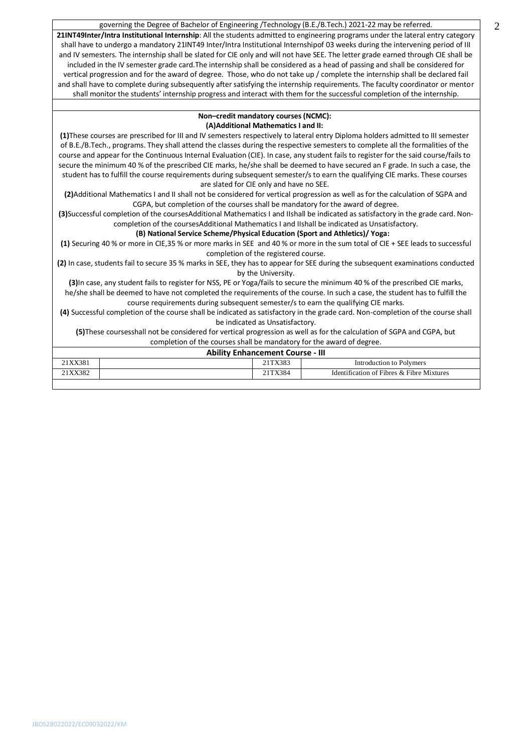governing the Degree of Bachelor of Engineering /Technology (B.E./B.Tech.) 2021-22 may be referred.

**21INT49Inter/Intra Institutional Internship**: All the students admitted to engineering programs under the lateral entry category shall have to undergo a mandatory 21INT49 Inter/Intra Institutional Internshipof 03 weeks during the intervening period of III and IV semesters. The internship shall be slated for CIE only and will not have SEE. The letter grade earned through CIE shall be included in the IV semester grade card.The internship shall be considered as a head of passing and shall be considered for vertical progression and for the award of degree. Those, who do not take up / complete the internship shall be declared fail and shall have to complete during subsequently after satisfying the internship requirements. The faculty coordinator or mentor shall monitor the students' internship progress and interact with them for the successful completion of the internship.

**Non–credit mandatory courses (NCMC):**

**(A)Additional Mathematics I and II:**

**(1)**These courses are prescribed for III and IV semesters respectively to lateral entry Diploma holders admitted to III semester of B.E./B.Tech., programs. They shall attend the classes during the respective semesters to complete all the formalities of the course and appear for the Continuous Internal Evaluation (CIE). In case, any student fails to register for the said course/fails to secure the minimum 40 % of the prescribed CIE marks, he/she shall be deemed to have secured an F grade. In such a case, the student has to fulfill the course requirements during subsequent semester/s to earn the qualifying CIE marks. These courses are slated for CIE only and have no SEE.

**(2)**Additional Mathematics I and II shall not be considered for vertical progression as well as for the calculation of SGPA and CGPA, but completion of the courses shall be mandatory for the award of degree.

**(3)**Successful completion of the coursesAdditional Mathematics I and IIshall be indicated as satisfactory in the grade card. Non-completion of the coursesAdditional Mathematics I and IIshall be indicated as Unsatisfactory.

**(B) National Service Scheme/Physical Education (Sport and Athletics)/ Yoga:**

**(1)** Securing 40 % or more in CIE,35 % or more marks in SEE and 40 % or more in the sum total of CIE + SEE leads to successful completion of the registered course.

**(2)** In case, students fail to secure 35 % marks in SEE, they has to appear for SEE during the subsequent examinations conducted by the University.

**(3)**In case, any student fails to register for NSS, PE or Yoga/fails to secure the minimum 40 % of the prescribed CIE marks, he/she shall be deemed to have not completed the requirements of the course. In such a case, the student has to fulfill the course requirements during subsequent semester/s to earn the qualifying CIE marks.

**(4)** Successful completion of the course shall be indicated as satisfactory in the grade card. Non-completion of the course shall be indicated as Unsatisfactory.

**(5)**These coursesshall not be considered for vertical progression as well as for the calculation of SGPA and CGPA, but completion of the courses shall be mandatory for the award of degree.

**Ability Enhancement Course - III**

| | | | |
|---|---|---|---|
| 21XX381 | | 21TX383 | Introduction to Polymers |
| 21XX382 | | 21TX384 | Identification of Fibres & Fibre Mixtures |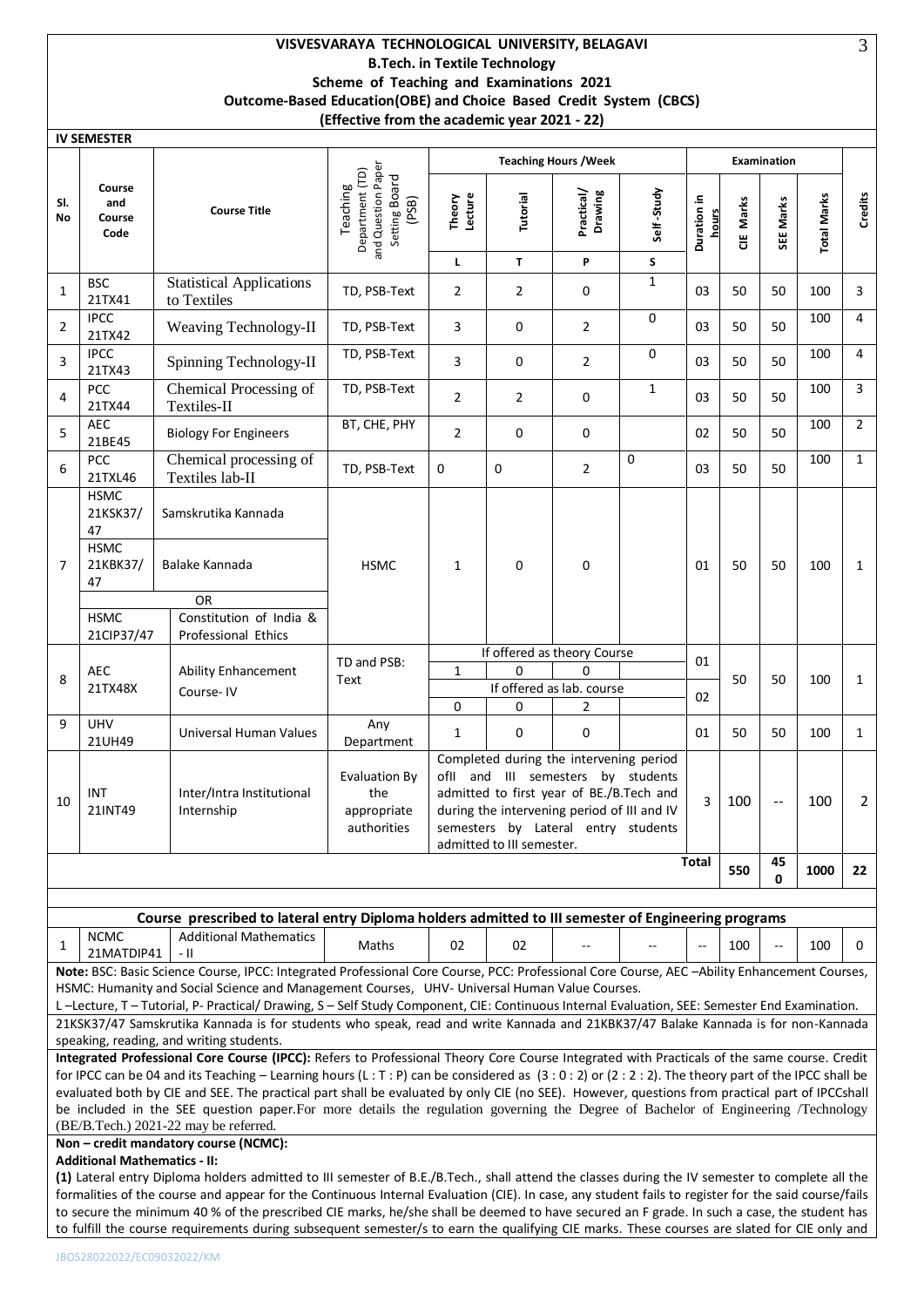**VISVESVARAYA TECHNOLOGICAL UNIVERSITY, BELAGAVI**
**B.Tech. in Textile Technology**
**Scheme of Teaching and Examinations 2021**
**Outcome-Based Education(OBE) and Choice Based Credit System (CBCS)**
**(Effective from the academic year 2021 - 22)**

**IV SEMESTER**

| Sl. No | Course and Course Code | | Course Title | Teaching Department (TD) and Question Paper Setting Board (PSB) | Teaching Hours /Week | | | | Examination | | | | Credits |
|---|---|---|---|---|---|---|---|---|---|---|---|---|---|
| | | | | | Theory Lecture | Tutorial | Practical/ Drawing | Self-Study | Duration in hours | CIE Marks | SEE Marks | Total Marks | |
| | | | | | L | T | P | S | | | | | |
| 1 | BSC | 21TX41 | Statistical Applications to Textiles | TD, PSB-Text | 2 | 2 | 0 | 1 | 03 | 50 | 50 | 100 | 3 |
| 2 | IPCC | 21TX42 | Weaving Technology-II | TD, PSB-Text | 3 | 0 | 2 | 0 | 03 | 50 | 50 | 100 | 4 |
| 3 | IPCC | 21TX43 | Spinning Technology-II | TD, PSB-Text | 3 | 0 | 2 | 0 | 03 | 50 | 50 | 100 | 4 |
| 4 | PCC | 21TX44 | Chemical Processing of Textiles-II | TD, PSB-Text | 2 | 2 | 0 | 1 | 03 | 50 | 50 | 100 | 3 |
| 5 | AEC | 21BE45 | Biology For Engineers | BT, CHE, PHY | 2 | 0 | 0 | | 02 | 50 | 50 | 100 | 2 |
| 6 | PCC | 21TXL46 | Chemical processing of Textiles lab-II | TD, PSB-Text | 0 | 0 | 2 | 0 | 03 | 50 | 50 | 100 | 1 |
| 7 | HSMC | 21KSK37/47 | Samskrutika Kannada | HSMC | 1 | 0 | 0 | | 01 | 50 | 50 | 100 | 1 |
| | HSMC | 21KBK37/47 | Balake Kannada | | | | | | | | | | |
| | | | OR | | | | | | | | | | |
| | HSMC | 21CIP37/47 | Constitution of India & Professional Ethics | | | | | | | | | | |
| 8 | AEC | 21TX48X | Ability Enhancement Course- IV | TD and PSB: Text | If offered as theory Course | | | | 01 | 50 | 50 | 100 | 1 |
| | | | | | 1 | 0 | 0 | | | | | | |
| | | | | | If offered as lab. course | | | | 02 | | | | |
| | | | | | 0 | 0 | 2 | | | | | | |
| 9 | UHV | 21UH49 | Universal Human Values | Any Department | 1 | 0 | 0 | | 01 | 50 | 50 | 100 | 1 |
| 10 | INT | 21INT49 | Inter/Intra Institutional Internship | Evaluation By the appropriate authorities | Completed during the intervening period ofII and III semesters by students admitted to first year of BE./B.Tech and during the intervening period of III and IV semesters by Lateral entry students admitted to III semester. | | | | 3 | 100 | -- | 100 | 2 |
| | | | | | | | | | Total | 550 | 450 | 1000 | 22 |

**Course prescribed to lateral entry Diploma holders admitted to III semester of Engineering programs**

| Sl. No | Course and Course Code | | Course Title | TD/PSB | L | T | P | S | Duration | CIE Marks | SEE Marks | Total Marks | Credits |
|---|---|---|---|---|---|---|---|---|---|---|---|---|---|
| 1 | NCMC | 21MATDIP41 | Additional Mathematics - II | Maths | 02 | 02 | -- | -- | -- | 100 | -- | 100 | 0 |

**Note:** BSC: Basic Science Course, IPCC: Integrated Professional Core Course, PCC: Professional Core Course, AEC –Ability Enhancement Courses, HSMC: Humanity and Social Science and Management Courses, UHV- Universal Human Value Courses.

L –Lecture, T – Tutorial, P- Practical/ Drawing, S – Self Study Component, CIE: Continuous Internal Evaluation, SEE: Semester End Examination.

21KSK37/47 Samskrutika Kannada is for students who speak, read and write Kannada and 21KBK37/47 Balake Kannada is for non-Kannada speaking, reading, and writing students.

**Integrated Professional Core Course (IPCC):** Refers to Professional Theory Core Course Integrated with Practicals of the same course. Credit for IPCC can be 04 and its Teaching – Learning hours (L : T : P) can be considered as (3 : 0 : 2) or (2 : 2 : 2). The theory part of the IPCC shall be evaluated both by CIE and SEE. The practical part shall be evaluated by only CIE (no SEE). However, questions from practical part of IPCCshall be included in the SEE question paper.For more details the regulation governing the Degree of Bachelor of Engineering /Technology (BE/B.Tech.) 2021-22 may be referred.

**Non – credit mandatory course (NCMC):**

**Additional Mathematics - II:**

**(1)** Lateral entry Diploma holders admitted to III semester of B.E./B.Tech., shall attend the classes during the IV semester to complete all the formalities of the course and appear for the Continuous Internal Evaluation (CIE). In case, any student fails to register for the said course/fails to secure the minimum 40 % of the prescribed CIE marks, he/she shall be deemed to have secured an F grade. In such a case, the student has to fulfill the course requirements during subsequent semester/s to earn the qualifying CIE marks. These courses are slated for CIE only and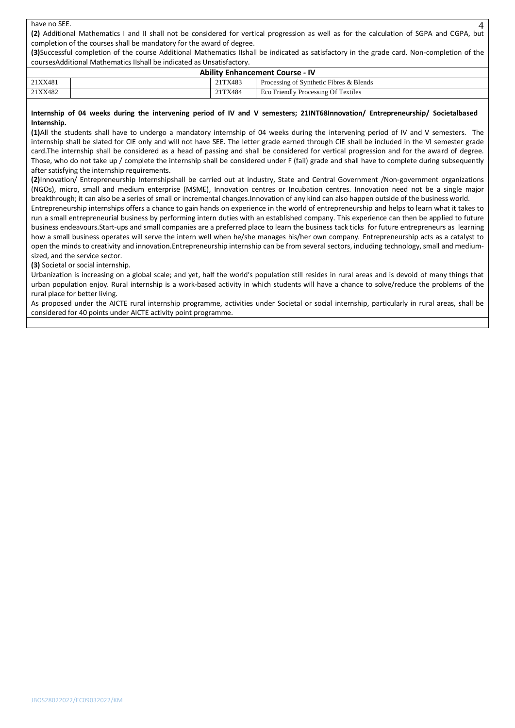have no SEE.

**(2)** Additional Mathematics I and II shall not be considered for vertical progression as well as for the calculation of SGPA and CGPA, but completion of the courses shall be mandatory for the award of degree.

**(3)**Successful completion of the course Additional Mathematics IIshall be indicated as satisfactory in the grade card. Non-completion of the coursesAdditional Mathematics IIshall be indicated as Unsatisfactory.

| Ability Enhancement Course - IV | | | |
|---|---|---|---|
| 21XX481 | | 21TX483 | Processing of Synthetic Fibres & Blends |
| 21XX482 | | 21TX484 | Eco Friendly Processing Of Textiles |

**Internship of 04 weeks during the intervening period of IV and V semesters; 21INT68Innovation/ Entrepreneurship/ Societalbased Internship.**

**(1)**All the students shall have to undergo a mandatory internship of 04 weeks during the intervening period of IV and V semesters. The internship shall be slated for CIE only and will not have SEE. The letter grade earned through CIE shall be included in the VI semester grade card.The internship shall be considered as a head of passing and shall be considered for vertical progression and for the award of degree. Those, who do not take up / complete the internship shall be considered under F (fail) grade and shall have to complete during subsequently after satisfying the internship requirements.

**(2)**Innovation/ Entrepreneurship Internshipshall be carried out at industry, State and Central Government /Non-government organizations (NGOs), micro, small and medium enterprise (MSME), Innovation centres or Incubation centres. Innovation need not be a single major breakthrough; it can also be a series of small or incremental changes.Innovation of any kind can also happen outside of the business world.

Entrepreneurship internships offers a chance to gain hands on experience in the world of entrepreneurship and helps to learn what it takes to run a small entrepreneurial business by performing intern duties with an established company. This experience can then be applied to future business endeavours.Start-ups and small companies are a preferred place to learn the business tack ticks for future entrepreneurs as learning how a small business operates will serve the intern well when he/she manages his/her own company. Entrepreneurship acts as a catalyst to open the minds to creativity and innovation.Entrepreneurship internship can be from several sectors, including technology, small and medium-sized, and the service sector.

**(3)** Societal or social internship.

Urbanization is increasing on a global scale; and yet, half the world's population still resides in rural areas and is devoid of many things that urban population enjoy. Rural internship is a work-based activity in which students will have a chance to solve/reduce the problems of the rural place for better living.

As proposed under the AICTE rural internship programme, activities under Societal or social internship, particularly in rural areas, shall be considered for 40 points under AICTE activity point programme.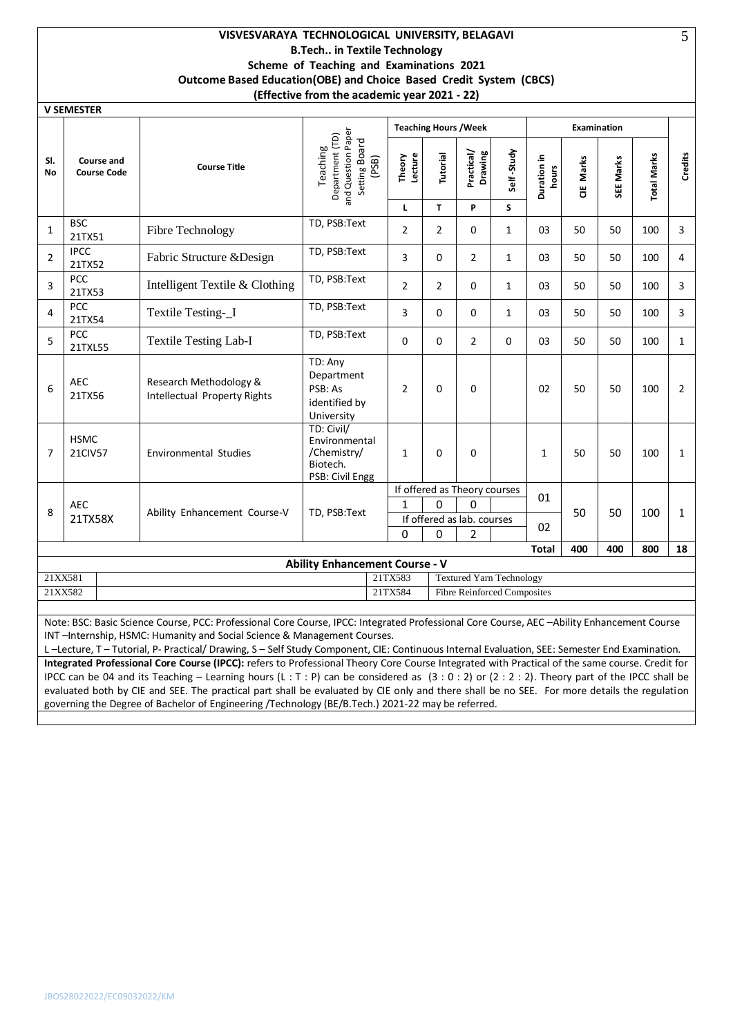# VISVESVARAYA TECHNOLOGICAL UNIVERSITY, BELAGAVI

**B.Tech.. in Textile Technology**

**Scheme of Teaching and Examinations 2021**

**Outcome Based Education(OBE) and Choice Based Credit System (CBCS)**

**(Effective from the academic year 2021 - 22)**

**V SEMESTER**

| Sl. No | Course and Course Code | | Course Title | Teaching Department (TD) and Question Paper Setting Board (PSB) | Teaching Hours /Week | | | | Examination | | | | Credits |
|---|---|---|---|---|---|---|---|---|---|---|---|---|---|
| | | | | | Theory Lecture | Tutorial | Practical/ Drawing | Self-Study | Duration in hours | CIE Marks | SEE Marks | Total Marks | |
| | | | | | L | T | P | S | | | | | |
| 1 | BSC | 21TX51 | Fibre Technology | TD, PSB:Text | 2 | 2 | 0 | 1 | 03 | 50 | 50 | 100 | 3 |
| 2 | IPCC | 21TX52 | Fabric Structure &Design | TD, PSB:Text | 3 | 0 | 2 | 1 | 03 | 50 | 50 | 100 | 4 |
| 3 | PCC | 21TX53 | Intelligent Textile & Clothing | TD, PSB:Text | 2 | 2 | 0 | 1 | 03 | 50 | 50 | 100 | 3 |
| 4 | PCC | 21TX54 | Textile Testing-_I | TD, PSB:Text | 3 | 0 | 0 | 1 | 03 | 50 | 50 | 100 | 3 |
| 5 | PCC | 21TXL55 | Textile Testing Lab-I | TD, PSB:Text | 0 | 0 | 2 | 0 | 03 | 50 | 50 | 100 | 1 |
| 6 | AEC | 21TX56 | Research Methodology & Intellectual Property Rights | TD: Any Department PSB: As identified by University | 2 | 0 | 0 | | 02 | 50 | 50 | 100 | 2 |
| 7 | HSMC | 21CIV57 | Environmental Studies | TD: Civil/ Environmental /Chemistry/ Biotech. PSB: Civil Engg | 1 | 0 | 0 | | 1 | 50 | 50 | 100 | 1 |
| 8 | AEC | 21TX58X | Ability Enhancement Course-V | TD, PSB:Text | If offered as Theory courses: 1 | 0 | 0 | | 01 | 50 | 50 | 100 | 1 |
| | | | | | If offered as lab. courses: 0 | 0 | 2 | | 02 | | | | |
| | | | | | | | | | **Total** | **400** | **400** | **800** | **18** |

**Ability Enhancement Course - V**

| | | | |
|---|---|---|---|
| 21XX581 | | 21TX583 | Textured Yarn Technology |
| 21XX582 | | 21TX584 | Fibre Reinforced Composites |

Note: BSC: Basic Science Course, PCC: Professional Core Course, IPCC: Integrated Professional Core Course, AEC –Ability Enhancement Course INT –Internship, HSMC: Humanity and Social Science & Management Courses.

L –Lecture, T – Tutorial, P- Practical/ Drawing, S – Self Study Component, CIE: Continuous Internal Evaluation, SEE: Semester End Examination.

**Integrated Professional Core Course (IPCC):** refers to Professional Theory Core Course Integrated with Practical of the same course. Credit for IPCC can be 04 and its Teaching – Learning hours (L : T : P) can be considered as (3 : 0 : 2) or (2 : 2 : 2). Theory part of the IPCC shall be evaluated both by CIE and SEE. The practical part shall be evaluated by CIE only and there shall be no SEE. For more details the regulation governing the Degree of Bachelor of Engineering /Technology (BE/B.Tech.) 2021-22 may be referred.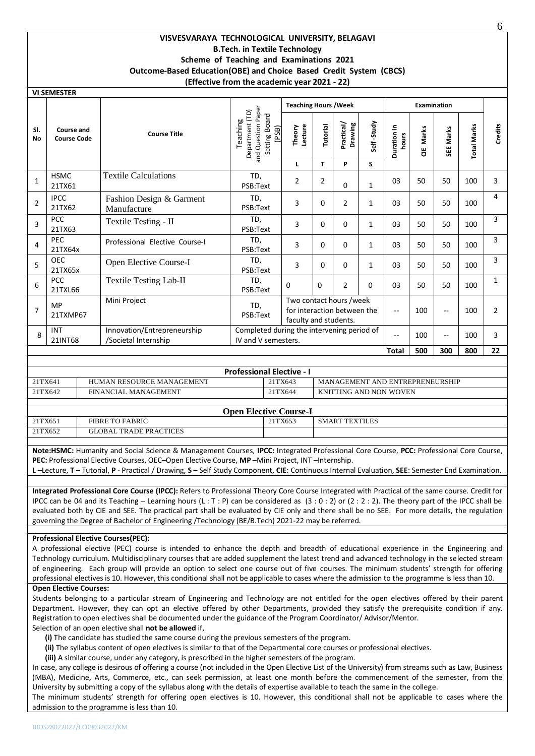## VISVESVARAYA TECHNOLOGICAL UNIVERSITY, BELAGAVI

### B.Tech. in Textile Technology

### Scheme of Teaching and Examinations 2021

### Outcome-Based Education(OBE) and Choice Based Credit System (CBCS)

### (Effective from the academic year 2021 - 22)

**VI SEMESTER**

| Sl. No | Course and Course Code | | Course Title | Teaching Department (TD) and Question Paper Setting Board (PSB) | Teaching Hours /Week | | | | Examination | | | | Credits |
|---|---|---|---|---|---|---|---|---|---|---|---|---|---|
| | | | | | Theory Lecture | Tutorial | Practical/ Drawing | Self-Study | Duration in hours | CIE Marks | SEE Marks | Total Marks | |
| | | | | | L | T | P | S | | | | | |
| 1 | HSMC | 21TX61 | Textile Calculations | TD, PSB:Text | 2 | 2 | 0 | 1 | 03 | 50 | 50 | 100 | 3 |
| 2 | IPCC | 21TX62 | Fashion Design & Garment Manufacture | TD, PSB:Text | 3 | 0 | 2 | 1 | 03 | 50 | 50 | 100 | 4 |
| 3 | PCC | 21TX63 | Textile Testing - II | TD, PSB:Text | 3 | 0 | 0 | 1 | 03 | 50 | 50 | 100 | 3 |
| 4 | PEC | 21TX64x | Professional Elective Course-I | TD, PSB:Text | 3 | 0 | 0 | 1 | 03 | 50 | 50 | 100 | 3 |
| 5 | OEC | 21TX65x | Open Elective Course-I | TD, PSB:Text | 3 | 0 | 0 | 1 | 03 | 50 | 50 | 100 | 3 |
| 6 | PCC | 21TXL66 | Textile Testing Lab-II | TD, PSB:Text | 0 | 0 | 2 | 0 | 03 | 50 | 50 | 100 | 1 |
| 7 | MP | 21TXMP67 | Mini Project | TD, PSB:Text | Two contact hours /week for interaction between the faculty and students. | | | | -- | 100 | -- | 100 | 2 |
| 8 | INT | 21INT68 | Innovation/Entrepreneurship /Societal Internship | Completed during the intervening period of IV and V semesters. | | | | | -- | 100 | -- | 100 | 3 |
| | | | | | | | | | **Total** | **500** | **300** | **800** | **22** |

**Professional Elective - I**

| | | | |
|---|---|---|---|
| 21TX641 | HUMAN RESOURCE MANAGEMENT | 21TX643 | MANAGEMENT AND ENTREPRENEURSHIP |
| 21TX642 | FINANCIAL MANAGEMENT | 21TX644 | KNITTING AND NON WOVEN |

**Open Elective Course-I**

| | | | |
|---|---|---|---|
| 21TX651 | FIBRE TO FABRIC | 21TX653 | SMART TEXTILES |
| 21TX652 | GLOBAL TRADE PRACTICES | | |

**Note:HSMC:** Humanity and Social Science & Management Courses, **IPCC:** Integrated Professional Core Course, **PCC:** Professional Core Course, **PEC:** Professional Elective Courses, OEC–Open Elective Course, **MP** –Mini Project, INT –Internship.
**L** –Lecture, **T** – Tutorial, **P** - Practical / Drawing, **S** – Self Study Component, **CIE**: Continuous Internal Evaluation, **SEE**: Semester End Examination.

**Integrated Professional Core Course (IPCC):** Refers to Professional Theory Core Course Integrated with Practical of the same course. Credit for IPCC can be 04 and its Teaching – Learning hours (L : T : P) can be considered as (3 : 0 : 2) or (2 : 2 : 2). The theory part of the IPCC shall be evaluated both by CIE and SEE. The practical part shall be evaluated by CIE only and there shall be no SEE. For more details, the regulation governing the Degree of Bachelor of Engineering /Technology (BE/B.Tech) 2021-22 may be referred.

**Professional Elective Courses(PEC):**

A professional elective (PEC) course is intended to enhance the depth and breadth of educational experience in the Engineering and Technology curriculum. Multidisciplinary courses that are added supplement the latest trend and advanced technology in the selected stream of engineering. Each group will provide an option to select one course out of five courses. The minimum students' strength for offering professional electives is 10. However, this conditional shall not be applicable to cases where the admission to the programme is less than 10.

**Open Elective Courses:**

Students belonging to a particular stream of Engineering and Technology are not entitled for the open electives offered by their parent Department. However, they can opt an elective offered by other Departments, provided they satisfy the prerequisite condition if any. Registration to open electives shall be documented under the guidance of the Program Coordinator/ Advisor/Mentor.

Selection of an open elective shall **not be allowed** if,

**(i)** The candidate has studied the same course during the previous semesters of the program.
**(ii)** The syllabus content of open electives is similar to that of the Departmental core courses or professional electives.
**(iii)** A similar course, under any category, is prescribed in the higher semesters of the program.

In case, any college is desirous of offering a course (not included in the Open Elective List of the University) from streams such as Law, Business (MBA), Medicine, Arts, Commerce, etc., can seek permission, at least one month before the commencement of the semester, from the University by submitting a copy of the syllabus along with the details of expertise available to teach the same in the college.

The minimum students' strength for offering open electives is 10. However, this conditional shall not be applicable to cases where the admission to the programme is less than 10.

JBOS28022022/EC09032022/KM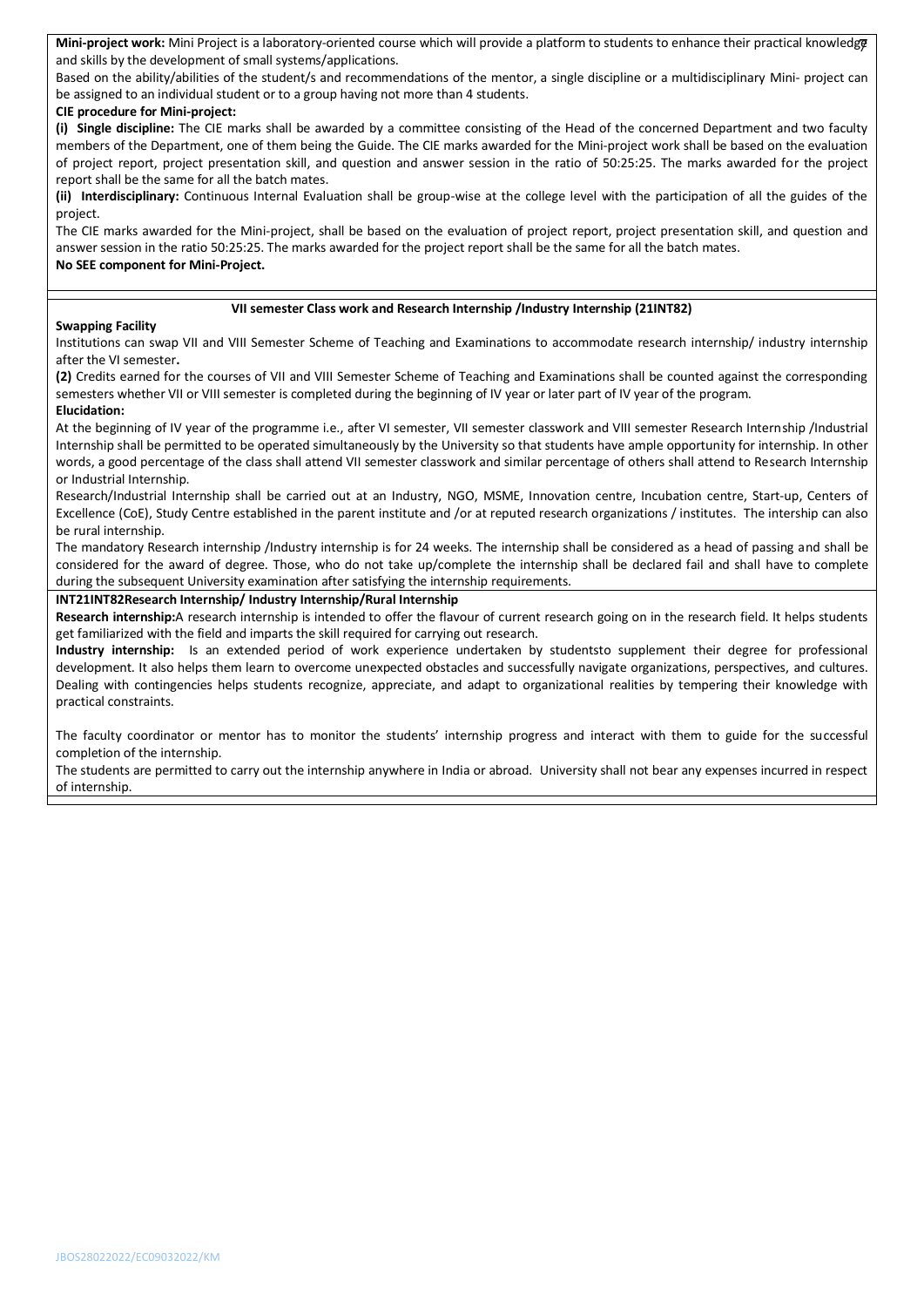**Mini-project work:** Mini Project is a laboratory-oriented course which will provide a platform to students to enhance their practical knowledge and skills by the development of small systems/applications.

Based on the ability/abilities of the student/s and recommendations of the mentor, a single discipline or a multidisciplinary Mini- project can be assigned to an individual student or to a group having not more than 4 students.

**CIE procedure for Mini-project:**

**(i) Single discipline:** The CIE marks shall be awarded by a committee consisting of the Head of the concerned Department and two faculty members of the Department, one of them being the Guide. The CIE marks awarded for the Mini-project work shall be based on the evaluation of project report, project presentation skill, and question and answer session in the ratio of 50:25:25. The marks awarded for the project report shall be the same for all the batch mates.

**(ii) Interdisciplinary:** Continuous Internal Evaluation shall be group-wise at the college level with the participation of all the guides of the project.

The CIE marks awarded for the Mini-project, shall be based on the evaluation of project report, project presentation skill, and question and answer session in the ratio 50:25:25. The marks awarded for the project report shall be the same for all the batch mates.

**No SEE component for Mini-Project.**

**VII semester Class work and Research Internship /Industry Internship (21INT82)**

**Swapping Facility**

Institutions can swap VII and VIII Semester Scheme of Teaching and Examinations to accommodate research internship/ industry internship after the VI semester**.**

**(2)** Credits earned for the courses of VII and VIII Semester Scheme of Teaching and Examinations shall be counted against the corresponding semesters whether VII or VIII semester is completed during the beginning of IV year or later part of IV year of the program.

**Elucidation:**

At the beginning of IV year of the programme i.e., after VI semester, VII semester classwork and VIII semester Research Internship /Industrial Internship shall be permitted to be operated simultaneously by the University so that students have ample opportunity for internship. In other words, a good percentage of the class shall attend VII semester classwork and similar percentage of others shall attend to Research Internship or Industrial Internship.

Research/Industrial Internship shall be carried out at an Industry, NGO, MSME, Innovation centre, Incubation centre, Start-up, Centers of Excellence (CoE), Study Centre established in the parent institute and /or at reputed research organizations / institutes. The intership can also be rural internship.

The mandatory Research internship /Industry internship is for 24 weeks. The internship shall be considered as a head of passing and shall be considered for the award of degree. Those, who do not take up/complete the internship shall be declared fail and shall have to complete during the subsequent University examination after satisfying the internship requirements.

**INT21INT82Research Internship/ Industry Internship/Rural Internship**

**Research internship:**A research internship is intended to offer the flavour of current research going on in the research field. It helps students get familiarized with the field and imparts the skill required for carrying out research.

**Industry internship:** Is an extended period of work experience undertaken by studentsto supplement their degree for professional development. It also helps them learn to overcome unexpected obstacles and successfully navigate organizations, perspectives, and cultures. Dealing with contingencies helps students recognize, appreciate, and adapt to organizational realities by tempering their knowledge with practical constraints.

The faculty coordinator or mentor has to monitor the students' internship progress and interact with them to guide for the successful completion of the internship.

The students are permitted to carry out the internship anywhere in India or abroad. University shall not bear any expenses incurred in respect of internship.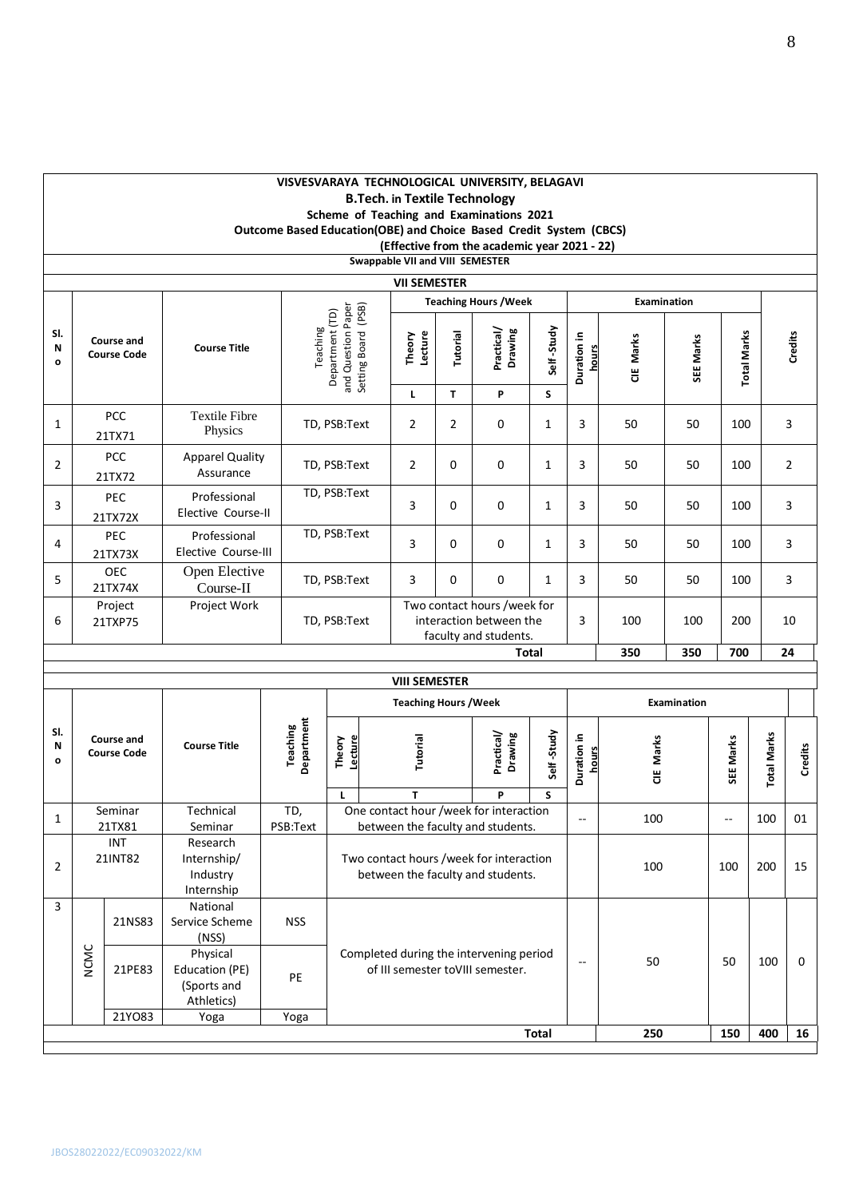**VISVESVARAYA TECHNOLOGICAL UNIVERSITY, BELAGAVI**

**B.Tech. in Textile Technology**

**Scheme of Teaching and Examinations 2021**

**Outcome Based Education(OBE) and Choice Based Credit System (CBCS)**

**(Effective from the academic year 2021 - 22)**

**Swappable VII and VIII SEMESTER**

**VII SEMESTER**

| Sl. No | Course and Course Code | | Course Title | Teaching Department (TD) and Question Paper Setting Board (PSB) | Teaching Hours /Week | | | | Examination | | | | Credits |
|---|---|---|---|---|---|---|---|---|---|---|---|---|---|
| | | | | | Theory Lecture | Tutorial | Practical/ Drawing | Self -Study | Duration in hours | CIE Marks | SEE Marks | Total Marks | |
| | | | | | L | T | P | S | | | | | |
| 1 | PCC | 21TX71 | Textile Fibre Physics | TD, PSB:Text | 2 | 2 | 0 | 1 | 3 | 50 | 50 | 100 | 3 |
| 2 | PCC | 21TX72 | Apparel Quality Assurance | TD, PSB:Text | 2 | 0 | 0 | 1 | 3 | 50 | 50 | 100 | 2 |
| 3 | PEC | 21TX72X | Professional Elective Course-II | TD, PSB:Text | 3 | 0 | 0 | 1 | 3 | 50 | 50 | 100 | 3 |
| 4 | PEC | 21TX73X | Professional Elective Course-III | TD, PSB:Text | 3 | 0 | 0 | 1 | 3 | 50 | 50 | 100 | 3 |
| 5 | OEC | 21TX74X | Open Elective Course-II | TD, PSB:Text | 3 | 0 | 0 | 1 | 3 | 50 | 50 | 100 | 3 |
| 6 | Project | 21TXP75 | Project Work | TD, PSB:Text | Two contact hours /week for interaction between the faculty and students. | | | | 3 | 100 | 100 | 200 | 10 |
| | | | | | | | | **Total** | | **350** | **350** | **700** | **24** |

**VIII SEMESTER**

| Sl. No | Course and Course Code | | Course Title | Teaching Department | Teaching Hours /Week | | | | Examination | | | | Credits |
|---|---|---|---|---|---|---|---|---|---|---|---|---|---|
| | | | | | Theory Lecture | Tutorial | Practical/ Drawing | Self -Study | Duration in hours | CIE Marks | SEE Marks | Total Marks | |
| | | | | | L | T | P | S | | | | | |
| 1 | Seminar | 21TX81 | Technical Seminar | TD, PSB:Text | One contact hour /week for interaction between the faculty and students. | | | | -- | 100 | -- | 100 | 01 |
| 2 | INT | 21INT82 | Research Internship/ Industry Internship | | Two contact hours /week for interaction between the faculty and students. | | | | | 100 | 100 | 200 | 15 |
| 3 | NCMC | 21NS83 | National Service Scheme (NSS) | NSS | Completed during the intervening period of III semester toVIII semester. | | | | -- | 50 | 50 | 100 | 0 |
| | NCMC | 21PE83 | Physical Education (PE) (Sports and Athletics) | PE | | | | | | | | | |
| | NCMC | 21YO83 | Yoga | Yoga | | | | | | | | | |
| | | | | | | | | **Total** | | **250** | **150** | **400** | **16** |

JBOS28022022/EC09032022/KM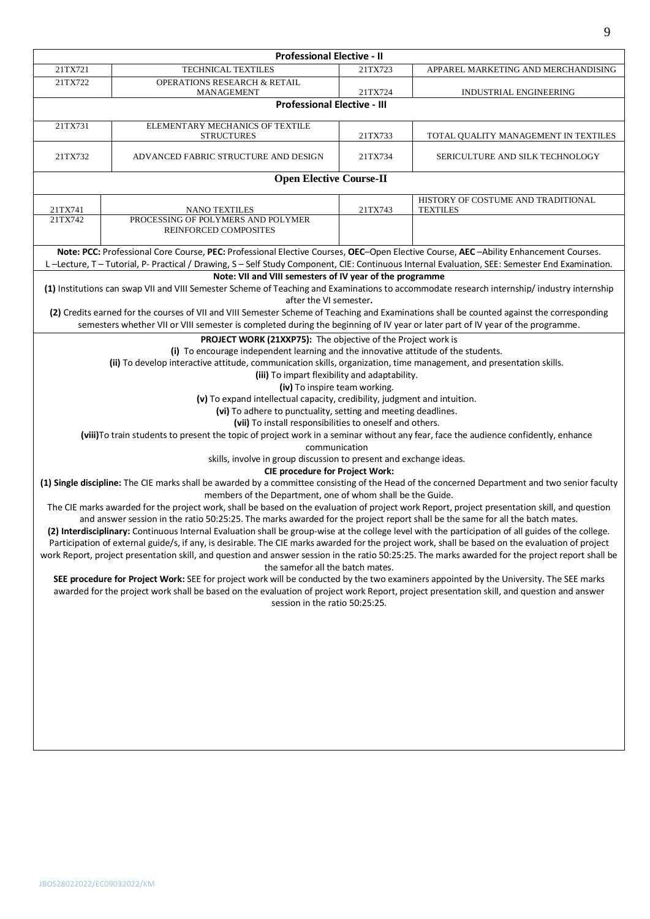| **Professional Elective - II** | | | |
|---|---|---|---|
| 21TX721 | TECHNICAL TEXTILES | 21TX723 | APPAREL MARKETING AND MERCHANDISING |
| 21TX722 | OPERATIONS RESEARCH & RETAIL MANAGEMENT | 21TX724 | INDUSTRIAL ENGINEERING |
| **Professional Elective - III** | | | |
| 21TX731 | ELEMENTARY MECHANICS OF TEXTILE STRUCTURES | 21TX733 | TOTAL QUALITY MANAGEMENT IN TEXTILES |
| 21TX732 | ADVANCED FABRIC STRUCTURE AND DESIGN | 21TX734 | SERICULTURE AND SILK TECHNOLOGY |
| **Open Elective Course-II** | | | |
| 21TX741 | NANO TEXTILES | 21TX743 | HISTORY OF COSTUME AND TRADITIONAL TEXTILES |
| 21TX742 | PROCESSING OF POLYMERS AND POLYMER REINFORCED COMPOSITES | | |

**Note: PCC:** Professional Core Course, **PEC:** Professional Elective Courses, **OEC**–Open Elective Course, **AEC** –Ability Enhancement Courses.
L –Lecture, T – Tutorial, P- Practical / Drawing, S – Self Study Component, CIE: Continuous Internal Evaluation, SEE: Semester End Examination.

**Note: VII and VIII semesters of IV year of the programme**

**(1)** Institutions can swap VII and VIII Semester Scheme of Teaching and Examinations to accommodate research internship/ industry internship after the VI semester**.**

**(2)** Credits earned for the courses of VII and VIII Semester Scheme of Teaching and Examinations shall be counted against the corresponding semesters whether VII or VIII semester is completed during the beginning of IV year or later part of IV year of the programme.

**PROJECT WORK (21XXP75):** The objective of the Project work is

**(i)** To encourage independent learning and the innovative attitude of the students.

**(ii)** To develop interactive attitude, communication skills, organization, time management, and presentation skills.

**(iii)** To impart flexibility and adaptability.

**(iv)** To inspire team working.

**(v)** To expand intellectual capacity, credibility, judgment and intuition.

**(vi)** To adhere to punctuality, setting and meeting deadlines.

**(vii)** To install responsibilities to oneself and others.

**(viii)**To train students to present the topic of project work in a seminar without any fear, face the audience confidently, enhance communication skills, involve in group discussion to present and exchange ideas.

**CIE procedure for Project Work:**

**(1) Single discipline:** The CIE marks shall be awarded by a committee consisting of the Head of the concerned Department and two senior faculty members of the Department, one of whom shall be the Guide.

The CIE marks awarded for the project work, shall be based on the evaluation of project work Report, project presentation skill, and question and answer session in the ratio 50:25:25. The marks awarded for the project report shall be the same for all the batch mates.

**(2) Interdisciplinary:** Continuous Internal Evaluation shall be group-wise at the college level with the participation of all guides of the college. Participation of external guide/s, if any, is desirable. The CIE marks awarded for the project work, shall be based on the evaluation of project work Report, project presentation skill, and question and answer session in the ratio 50:25:25. The marks awarded for the project report shall be the samefor all the batch mates.

**SEE procedure for Project Work:** SEE for project work will be conducted by the two examiners appointed by the University. The SEE marks awarded for the project work shall be based on the evaluation of project work Report, project presentation skill, and question and answer session in the ratio 50:25:25.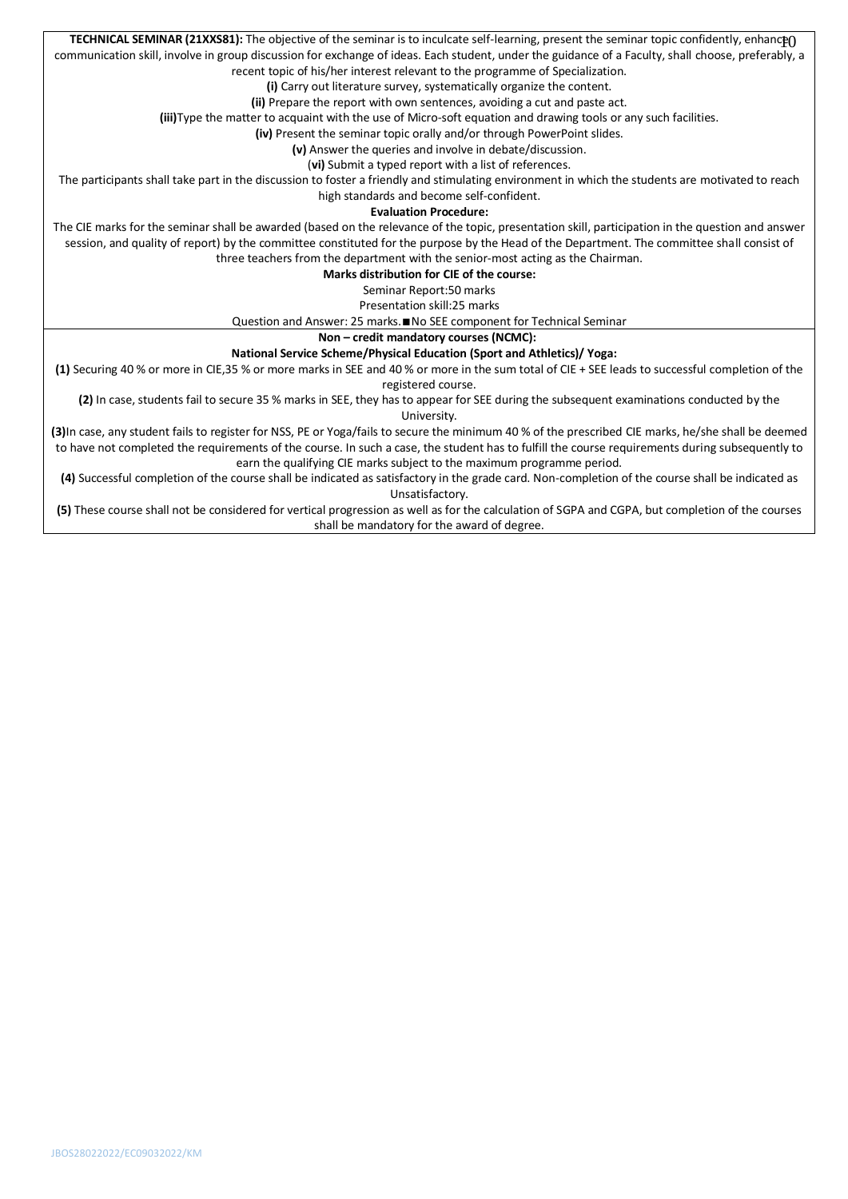**TECHNICAL SEMINAR (21XXS81):** The objective of the seminar is to inculcate self-learning, present the seminar topic confidently, enhance communication skill, involve in group discussion for exchange of ideas. Each student, under the guidance of a Faculty, shall choose, preferably, a recent topic of his/her interest relevant to the programme of Specialization.

**(i)** Carry out literature survey, systematically organize the content.

**(ii)** Prepare the report with own sentences, avoiding a cut and paste act.

**(iii)** Type the matter to acquaint with the use of Micro-soft equation and drawing tools or any such facilities.

**(iv)** Present the seminar topic orally and/or through PowerPoint slides.

**(v)** Answer the queries and involve in debate/discussion.

(**vi)** Submit a typed report with a list of references.

The participants shall take part in the discussion to foster a friendly and stimulating environment in which the students are motivated to reach high standards and become self-confident.

**Evaluation Procedure:**

The CIE marks for the seminar shall be awarded (based on the relevance of the topic, presentation skill, participation in the question and answer session, and quality of report) by the committee constituted for the purpose by the Head of the Department. The committee shall consist of three teachers from the department with the senior-most acting as the Chairman.

**Marks distribution for CIE of the course:**

Seminar Report:50 marks

Presentation skill:25 marks

Question and Answer: 25 marks.■No SEE component for Technical Seminar

**Non – credit mandatory courses (NCMC):**

**National Service Scheme/Physical Education (Sport and Athletics)/ Yoga:**

**(1)** Securing 40 % or more in CIE,35 % or more marks in SEE and 40 % or more in the sum total of CIE + SEE leads to successful completion of the registered course.

**(2)** In case, students fail to secure 35 % marks in SEE, they has to appear for SEE during the subsequent examinations conducted by the University.

**(3)** In case, any student fails to register for NSS, PE or Yoga/fails to secure the minimum 40 % of the prescribed CIE marks, he/she shall be deemed to have not completed the requirements of the course. In such a case, the student has to fulfill the course requirements during subsequently to earn the qualifying CIE marks subject to the maximum programme period.

**(4)** Successful completion of the course shall be indicated as satisfactory in the grade card. Non-completion of the course shall be indicated as Unsatisfactory.

**(5)** These course shall not be considered for vertical progression as well as for the calculation of SGPA and CGPA, but completion of the courses shall be mandatory for the award of degree.